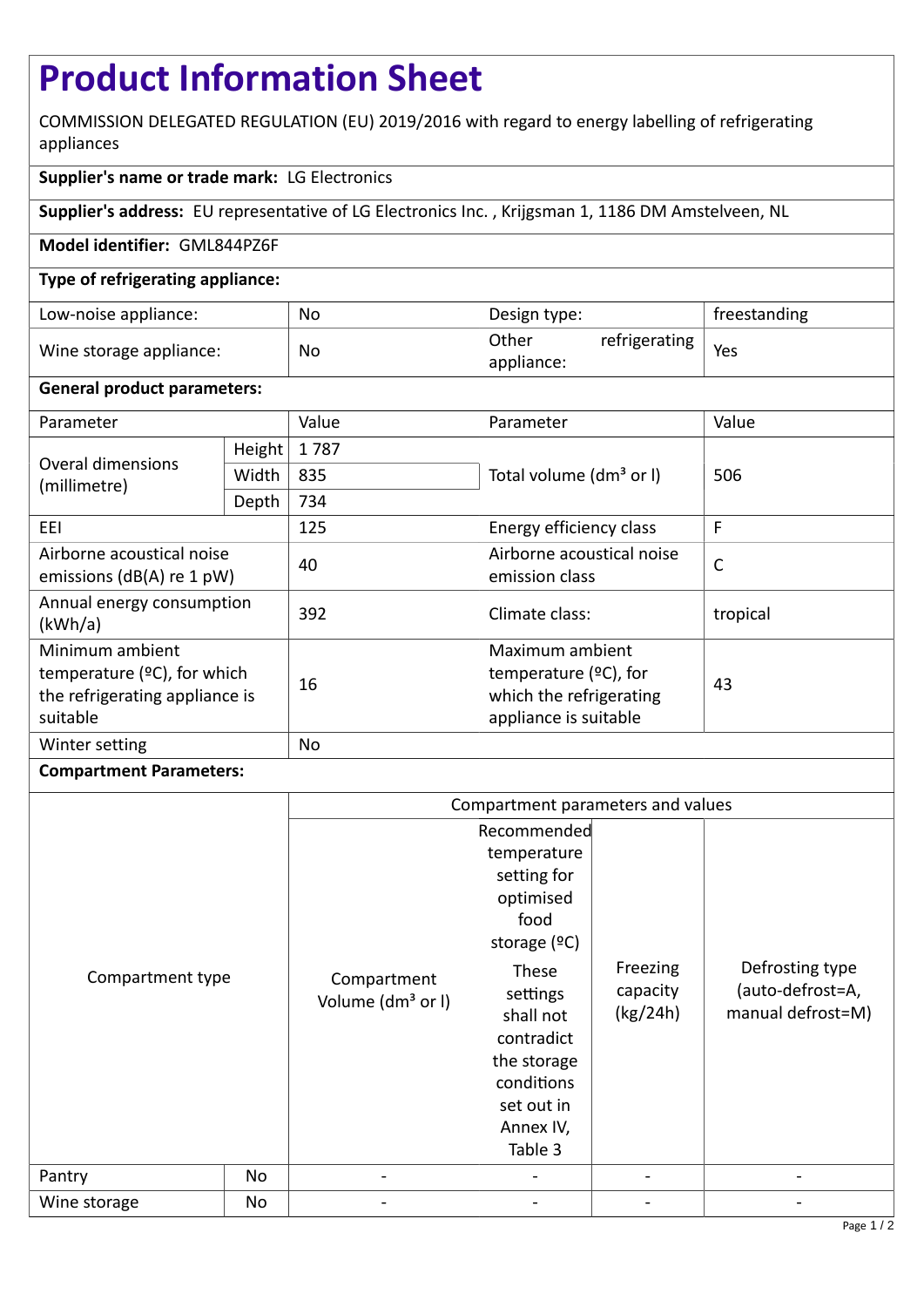# Product Information Sheet

COMMISSION DELEGATED REGULATION (EU) 2019/2016 with regard to energy labelling of refrigerating appliances

**Supplier's name or trade mark:** LG Electronics

**Supplier's address:** EU representative of LG Electronics Inc. , Krijgsman 1, 1186 DM Amstelveen, NL

**Model identifier:** GML844PZ6F

**Type of refrigerating appliance:**

| | | | |
|---|---|---|---|
| Low-noise appliance: | No | Design type: | freestanding |
| Wine storage appliance: | No | Other refrigerating appliance: | Yes |

**General product parameters:**

| Parameter | | Value | Parameter | Value |
|---|---|---|---|---|
| Overal dimensions (millimetre) | Height | 1 787 | Total volume ($dm^3$ or l) | 506 |
| | Width | 835 | | |
| | Depth | 734 | | |
| EEI | | 125 | Energy efficiency class | F |
| Airborne acoustical noise emissions (dB(A) re 1 pW) | | 40 | Airborne acoustical noise emission class | C |
| Annual energy consumption (kWh/a) | | 392 | Climate class: | tropical |
| Minimum ambient temperature (ºC), for which the refrigerating appliance is suitable | | 16 | Maximum ambient temperature (ºC), for which the refrigerating appliance is suitable | 43 |
| Winter setting | | No | | |

**Compartment Parameters:**

| Compartment type | | Compartment parameters and values | | | |
|---|---|---|---|---|---|
| | | Compartment Volume ($dm^3$ or l) | Recommended temperature setting for optimised food storage (ºC) These settings shall not contradict the storage conditions set out in Annex IV, Table 3 | Freezing capacity (kg/24h) | Defrosting type (auto-defrost=A, manual defrost=M) |
| Pantry | No | - | - | - | - |
| Wine storage | No | - | - | - | - |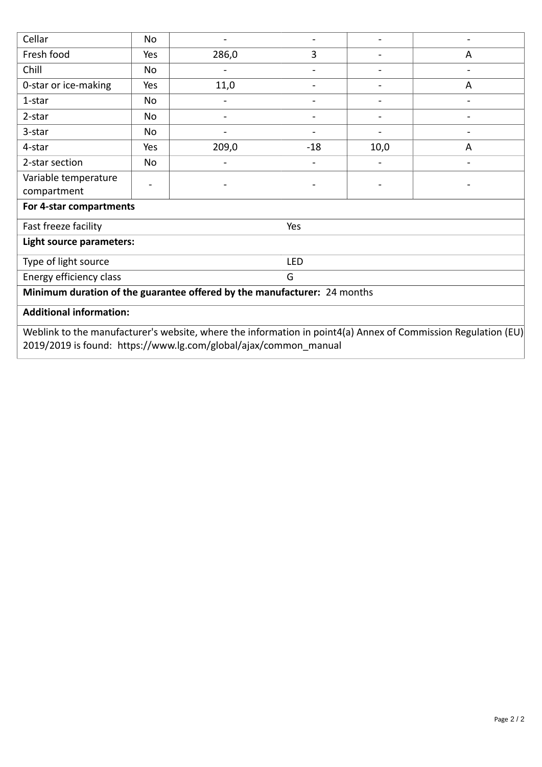| | | | | | |
|---|---|---|---|---|---|
| Cellar | No | - | - | - | - |
| Fresh food | Yes | 286,0 | 3 | - | A |
| Chill | No | - | - | - | - |
| 0-star or ice-making | Yes | 11,0 | - | - | A |
| 1-star | No | - | - | - | - |
| 2-star | No | - | - | - | - |
| 3-star | No | - | - | - | - |
| 4-star | Yes | 209,0 | -18 | 10,0 | A |
| 2-star section | No | - | - | - | - |
| Variable temperature compartment | - | - | - | - | - |

**For 4-star compartments**

| | |
|---|---|
| Fast freeze facility | Yes |

**Light source parameters:**

| | |
|---|---|
| Type of light source | LED |
| Energy efficiency class | G |

**Minimum duration of the guarantee offered by the manufacturer:** 24 months

**Additional information:**

Weblink to the manufacturer's website, where the information in point4(a) Annex of Commission Regulation (EU) 2019/2019 is found: https://www.lg.com/global/ajax/common_manual